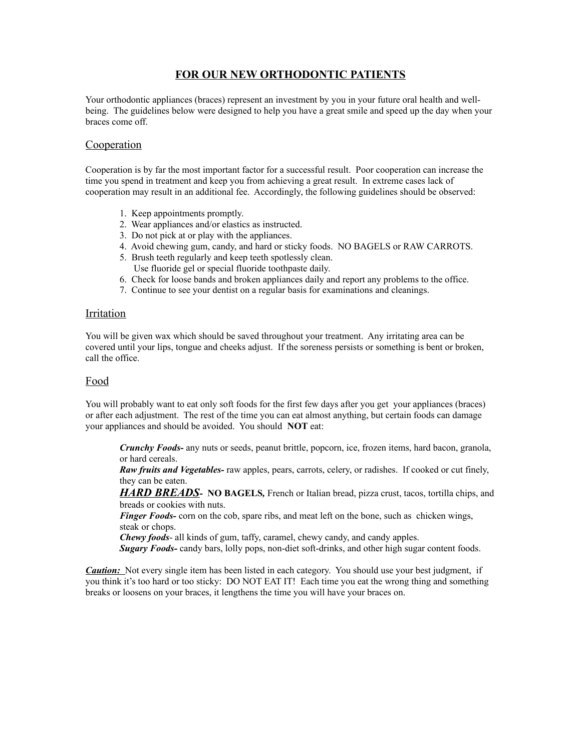# FOR OUR NEW ORTHODONTIC PATIENTS

Your orthodontic appliances (braces) represent an investment by you in your future oral health and well-being. The guidelines below were designed to help you have a great smile and speed up the day when your braces come off.

## Cooperation

Cooperation is by far the most important factor for a successful result. Poor cooperation can increase the time you spend in treatment and keep you from achieving a great result. In extreme cases lack of cooperation may result in an additional fee. Accordingly, the following guidelines should be observed:

1. Keep appointments promptly.
2. Wear appliances and/or elastics as instructed.
3. Do not pick at or play with the appliances.
4. Avoid chewing gum, candy, and hard or sticky foods. NO BAGELS or RAW CARROTS.
5. Brush teeth regularly and keep teeth spotlessly clean.
   Use fluoride gel or special fluoride toothpaste daily.
6. Check for loose bands and broken appliances daily and report any problems to the office.
7. Continue to see your dentist on a regular basis for examinations and cleanings.

## Irritation

You will be given wax which should be saved throughout your treatment. Any irritating area can be covered until your lips, tongue and cheeks adjust. If the soreness persists or something is bent or broken, call the office.

## Food

You will probably want to eat only soft foods for the first few days after you get your appliances (braces) or after each adjustment. The rest of the time you can eat almost anything, but certain foods can damage your appliances and should be avoided. You should **NOT** eat:

***Crunchy Foods-*** any nuts or seeds, peanut brittle, popcorn, ice, frozen items, hard bacon, granola, or hard cereals.
***Raw fruits and Vegetables-*** raw apples, pears, carrots, celery, or radishes. If cooked or cut finely, they can be eaten.
***HARD BREADS-*** **NO BAGELS,** French or Italian bread, pizza crust, tacos, tortilla chips, and breads or cookies with nuts.
***Finger Foods-*** corn on the cob, spare ribs, and meat left on the bone, such as chicken wings, steak or chops.
***Chewy foods***- all kinds of gum, taffy, caramel, chewy candy, and candy apples.
***Sugary Foods-*** candy bars, lolly pops, non-diet soft-drinks, and other high sugar content foods.

***Caution:*** Not every single item has been listed in each category. You should use your best judgment, if you think it's too hard or too sticky: DO NOT EAT IT! Each time you eat the wrong thing and something breaks or loosens on your braces, it lengthens the time you will have your braces on.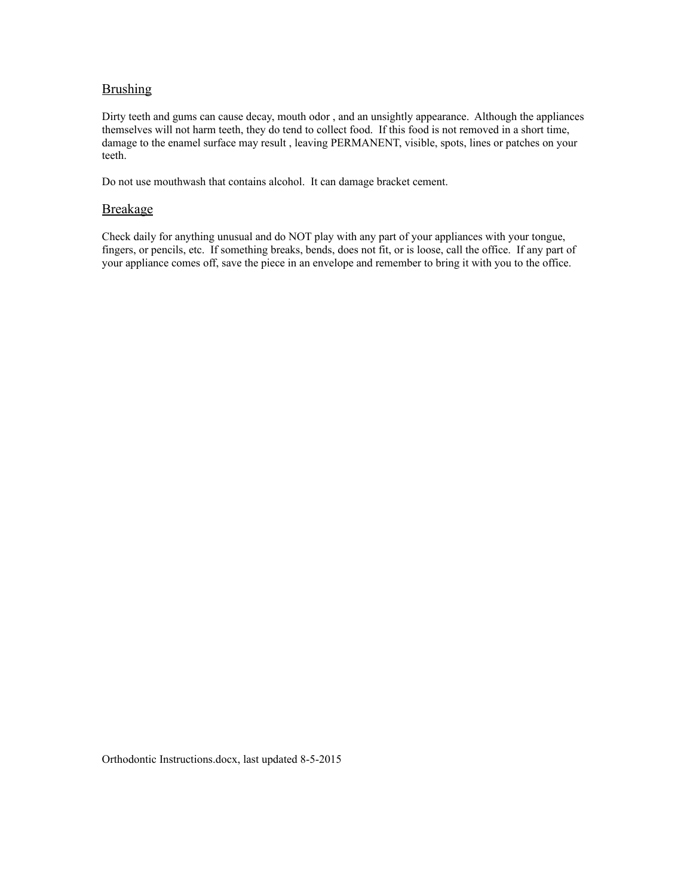## Brushing

Dirty teeth and gums can cause decay, mouth odor , and an unsightly appearance. Although the appliances themselves will not harm teeth, they do tend to collect food. If this food is not removed in a short time, damage to the enamel surface may result , leaving PERMANENT, visible, spots, lines or patches on your teeth.

Do not use mouthwash that contains alcohol. It can damage bracket cement.

## Breakage

Check daily for anything unusual and do NOT play with any part of your appliances with your tongue, fingers, or pencils, etc. If something breaks, bends, does not fit, or is loose, call the office. If any part of your appliance comes off, save the piece in an envelope and remember to bring it with you to the office.

Orthodontic Instructions.docx, last updated 8-5-2015